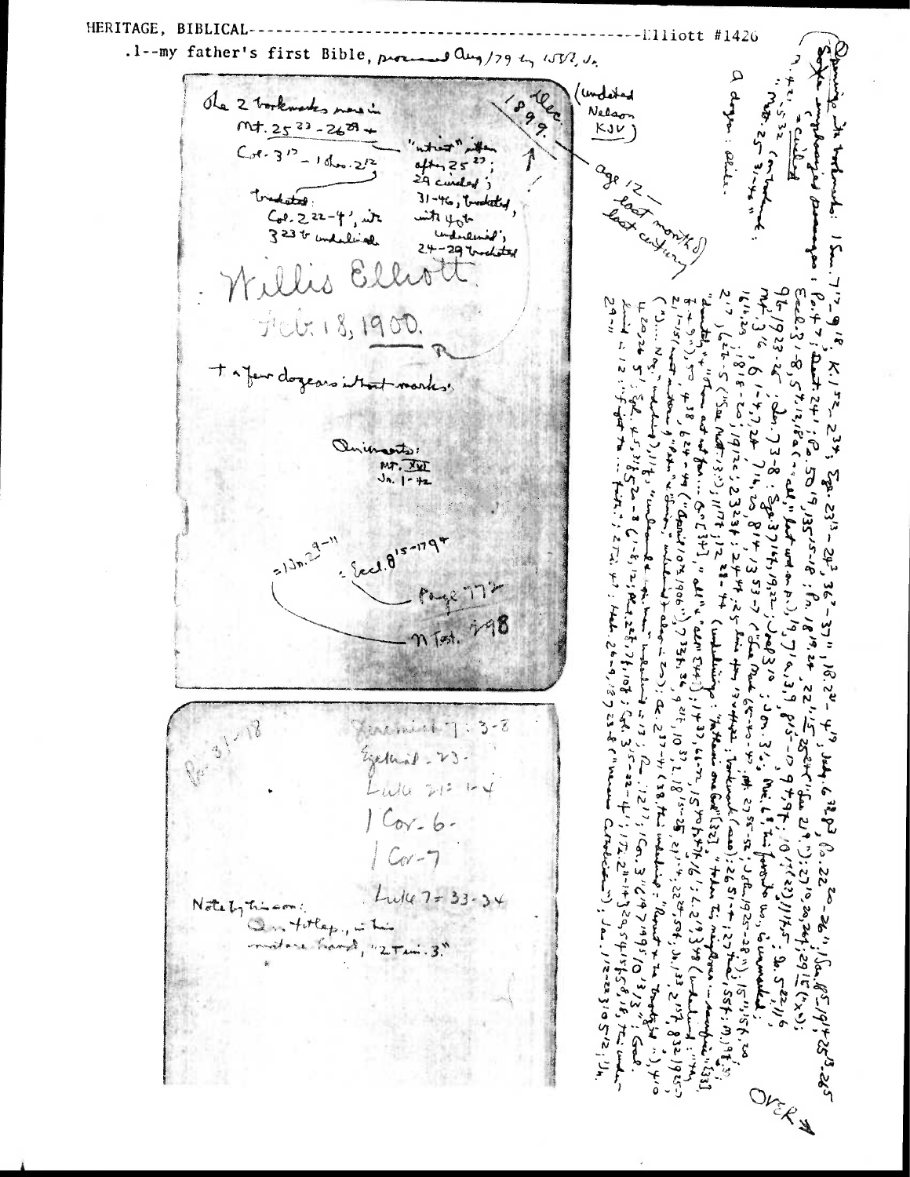HERITAGE, BIBLICAL-----------------------------------------------Elliott #1426

.1--my father's first Bible, processed Aug/79 by WSE, Jr.

The 2 bookmarks now in Mt. 25[23] - 26[29] + Col. 3[17] - 1 Thes. 2[12]

"whoso" after 25[23]; 29 circled; 31-46, bracketed, with 40b underlined; 24-29 bracketed

bracketed: Col. 2[22]-4[1], with 3[23] b underlined

(undated Nelson KJV)

Dec. 1899.

age 17 — last months last century

Willis Elliott

Feb. 18, 1900.

+ a few dozen without marks.

Omissions: Mt. XVI Jn. 1-4 2

= 1 Jn. 2[9-11]

= Eccl. 8[15-17] 9[4]

Page 772

N Test. 198

Ps. 31-18

Jeremiah 7: 3-8

Ezekiel - 23.

Luke 21: 1-4

1 Cor. 6.

1 Cor. 7

Luke 7: 33-34

Note by this son: On flyleaf, in his mature hand, "2 Tim. 3."

Opening the bookmarks: Some emphasized passages (marked, = circled, a dozen: Ps. 4, Mt. 5[32] (m. 5[31-42])...)

1 Sam. 7[17]-9[18]; K. 1[52], 2[34]; Ezr. 23[13]-24[3], 36[2]-37[1]; 18[22]-4[19]; Judg. 6[32-33]; Ps. 22[20]-26[1]; Sam. 15[?], 19[?], 25[13]-25; Ps. 4[7]; Deut. 24; Ps. 50[19], 135[15-18]; Pr. 18[19-24], 22[1-15], 25[21]; Eccl. 3[1-8], 5[7, 12]; Is. (...all the) ...; 19, 7 ... 3, 9; 8[5]-10 9[4-9]; 10[1] (22) 11[4-5]; Is. 5[22], 11; Is. 1923-26; Jer. 7[3-8]; Eze. 37 ...; Jon. 3[10]; Jn. 3[?]; Mic. 6[8]; ... Mt. 3[16], 6[1-4], 7[?], 24, 7[4], 20, 8[14], 13[53-57] (...) 27[55-56]; Jn. 19[25-28]; 15[11], 15[?]; 16[11-20], 18[18-20]; 19[12]; 23[23]; 24[47]; 25 ...; 26[51]; 27 ...; 2[?]; ... (...); 11[17]; 12[28-44] (...); ... 3[22]; ... 1 Cor. 3[1]; ... 1 Cor. 5[?] ... Eph. 4[5] ... 2 Cor. 3[5]-22-4[1]; 17, 2[1-4] ... Heb. 20-9; 13[?] 23-8 ("... Catechism"); Jas. 1[22-23]; 10, 5[12], 1[?] ...

OVER →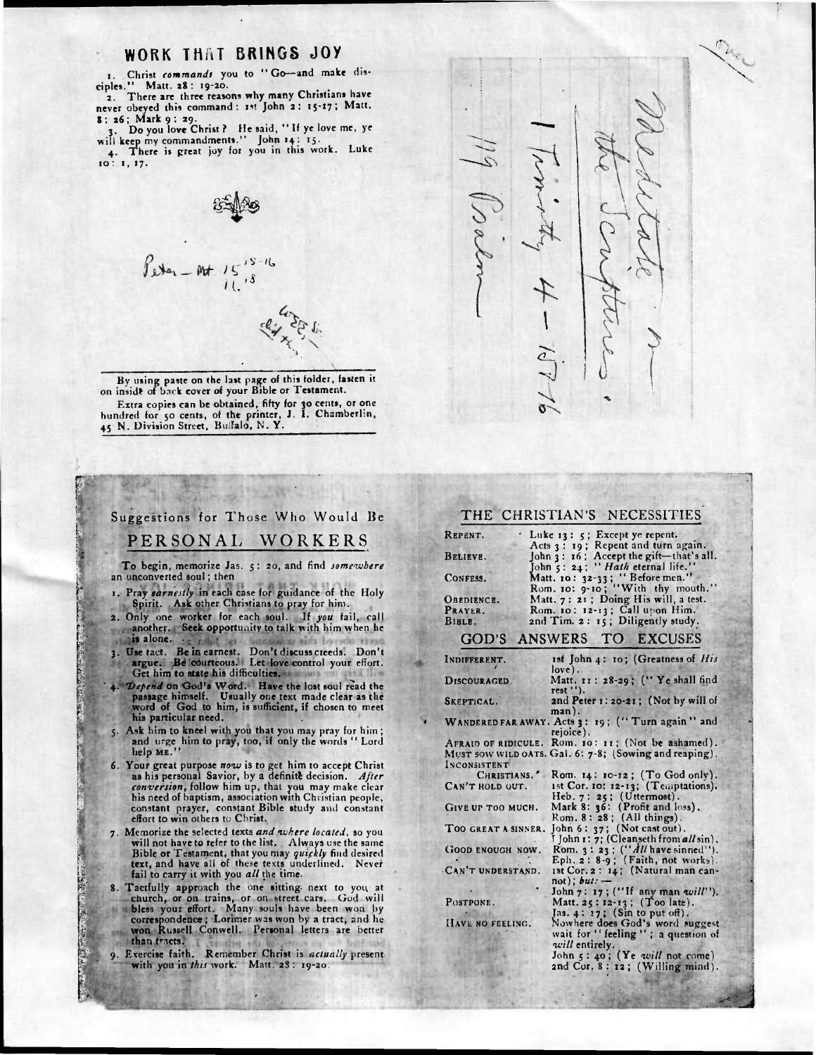## WORK THAT BRINGS JOY

1. Christ *commands* you to "Go—and make disciples." Matt. 28 : 19-20.
2. There are three reasons why many Christians have never obeyed this command : 1st John 2 : 15-17 ; Matt. 8 : 26 ; Mark 9 : 29.
3. Do you love Christ ? He said, "If ye love me, ye will keep my commandments." John 14 : 15.
4. There is great joy for you in this work. Luke 10 : 1, 17.

Peter — Mt 15 15-16, 16 18

By using paste on the last page of this folder, fasten it on inside of back cover of your Bible or Testament.

Extra copies can be obtained, fifty for 30 cents, or one hundred for 50 cents, of the printer, J. I. Chamberlin, 45 N. Division Street, Buffalo, N. Y.

Meditate on the Scriptures.

1 Timothy 4 – 15-16

119 Psalm

Suggestions for Those Who Would Be

## PERSONAL WORKERS

To begin, memorize Jas. 5 : 20, and find *somewhere* an unconverted soul ; then

1. Pray *earnestly* in each case for guidance of the Holy Spirit. Ask other Christians to pray for him.
2. Only one worker for each soul. If *you* fail, call another. Seek opportunity to talk with him when he is alone.
3. Use tact. Be in earnest. Don't discuss creeds. Don't argue. Be courteous. Let love control your effort. Get him to state his difficulties.
4. *Depend* on God's Word. Have the lost soul read the passage himself. Usually one text made clear as the word of God to him, is sufficient, if chosen to meet his particular need.
5. Ask him to kneel with you that you may pray for him ; and urge him to pray, too, if only the words "Lord help ME."
6. Your great purpose *now* is to get him to accept Christ as his personal Savior, by a definite decision. *After conversion*, follow him up, that you may make clear his need of baptism, association with Christian people, constant prayer, constant Bible study and constant effort to win others to Christ.
7. Memorize the selected texts *and where located*, so you will not have to refer to the list. Always use the same Bible or Testament, that you may *quickly* find desired text, and have all of these texts underlined. Never fail to carry it with you *all* the time.
8. Tactfully approach the one sitting next to you at church, or on trains, or on street cars. God will bless your effort. Many souls have been won by correspondence ; Lorimer was won by a tract, and he won Russell Conwell. Personal letters are better than tracts.
9. Exercise faith. Remember Christ is *actually* present with you in *this* work. Matt. 28 : 19-20.

## THE CHRISTIAN'S NECESSITIES

| | |
|---|---|
| REPENT. | Luke 13 : 5 ; Except ye repent. Acts 3 : 19 ; Repent and turn again. |
| BELIEVE. | John 3 : 16 ; Accept the gift—that's all. John 5 : 24 ; "*Hath* eternal life." |
| CONFESS. | Matt. 10 : 32-33 ; "Before men." Rom. 10 : 9-10 ; "With thy mouth." |
| OBEDIENCE. | Matt. 7 : 21 ; Doing His will, a test. |
| PRAYER. | Rom. 10 : 12-13 ; Call upon Him. |
| BIBLE. | 2nd Tim. 2 : 15 ; Diligently study. |

## GOD'S ANSWERS TO EXCUSES

| | |
|---|---|
| INDIFFERENT. | 1st John 4 : 10 ; (Greatness of *His* love). |
| DISCOURAGED. | Matt. 11 : 28-29 ; ("Ye shall find rest"). |
| SKEPTICAL. | 2nd Peter 1 : 20-21 ; (Not by will of man). |
| WANDERED FAR AWAY. | Acts 3 : 19 ; ("Turn again" and rejoice). |
| AFRAID OF RIDICULE. | Rom. 10 : 11 ; (Not be ashamed). |
| MUST SOW WILD OATS. | Gal. 6 : 7-8 ; (Sowing and reaping). |
| INCONSISTENT CHRISTIANS. | Rom. 14 : 10-12 ; (To God only). |
| CAN'T HOLD OUT. | 1st Cor. 10 : 12-13 ; (Temptations). Heb. 7 : 25 ; (Uttermost). |
| GIVE UP TOO MUCH. | Mark 8 : 36 : (Profit and loss). Rom. 8 : 28 ; (All things). |
| TOO GREAT A SINNER. | John 6 : 37 ; (Not cast out). I John 1 : 7 ; (Cleanseth from *all* sin). |
| GOOD ENOUGH NOW. | Rom. 3 : 23 ; ("*All* have sinned"). Eph. 2 : 8-9 ; (Faith, not works). |
| CAN'T UNDERSTAND. | 1st Cor. 2 : 14 ; (Natural man cannot) ; *but :* — John 7 : 17 ; ("If any man *will*"). |
| POSTPONE. | Matt. 25 : 12-13 ; (Too late). Jas. 4 : 17 ; (Sin to put off). |
| HAVE NO FEELING. | Nowhere does God's word suggest wait for "feeling" ; a question of *will* entirely. John 5 : 40 ; (Ye *will* not come) 2nd Cor. 8 : 12 ; (Willing mind). |